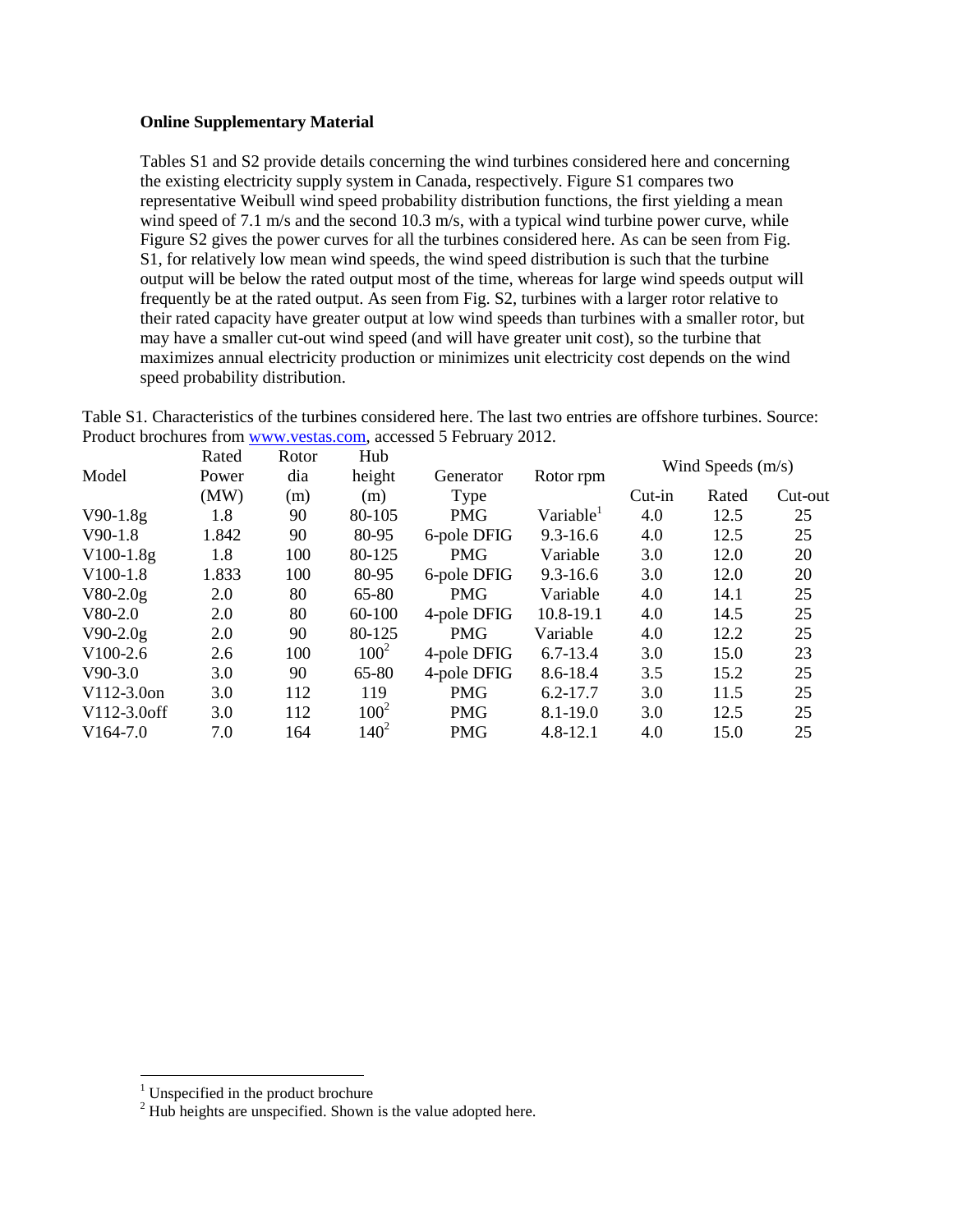**Online Supplementary Material**

Tables S1 and S2 provide details concerning the wind turbines considered here and concerning the existing electricity supply system in Canada, respectively. Figure S1 compares two representative Weibull wind speed probability distribution functions, the first yielding a mean wind speed of 7.1 m/s and the second 10.3 m/s, with a typical wind turbine power curve, while Figure S2 gives the power curves for all the turbines considered here. As can be seen from Fig. S1, for relatively low mean wind speeds, the wind speed distribution is such that the turbine output will be below the rated output most of the time, whereas for large wind speeds output will frequently be at the rated output. As seen from Fig. S2, turbines with a larger rotor relative to their rated capacity have greater output at low wind speeds than turbines with a smaller rotor, but may have a smaller cut-out wind speed (and will have greater unit cost), so the turbine that maximizes annual electricity production or minimizes unit electricity cost depends on the wind speed probability distribution.

Table S1. Characteristics of the turbines considered here. The last two entries are offshore turbines. Source: Product brochures from www.vestas.com, accessed 5 February 2012.

| Model | Rated Power (MW) | Rotor dia (m) | Hub height (m) | Generator Type | Rotor rpm | Wind Speeds (m/s) | | |
|---|---|---|---|---|---|---|---|---|
| | | | | | | Cut-in | Rated | Cut-out |
| V90-1.8g | 1.8 | 90 | 80-105 | PMG | Variable[1] | 4.0 | 12.5 | 25 |
| V90-1.8 | 1.842 | 90 | 80-95 | 6-pole DFIG | 9.3-16.6 | 4.0 | 12.5 | 25 |
| V100-1.8g | 1.8 | 100 | 80-125 | PMG | Variable | 3.0 | 12.0 | 20 |
| V100-1.8 | 1.833 | 100 | 80-95 | 6-pole DFIG | 9.3-16.6 | 3.0 | 12.0 | 20 |
| V80-2.0g | 2.0 | 80 | 65-80 | PMG | Variable | 4.0 | 14.1 | 25 |
| V80-2.0 | 2.0 | 80 | 60-100 | 4-pole DFIG | 10.8-19.1 | 4.0 | 14.5 | 25 |
| V90-2.0g | 2.0 | 90 | 80-125 | PMG | Variable | 4.0 | 12.2 | 25 |
| V100-2.6 | 2.6 | 100 | 100[2] | 4-pole DFIG | 6.7-13.4 | 3.0 | 15.0 | 23 |
| V90-3.0 | 3.0 | 90 | 65-80 | 4-pole DFIG | 8.6-18.4 | 3.5 | 15.2 | 25 |
| V112-3.0on | 3.0 | 112 | 119 | PMG | 6.2-17.7 | 3.0 | 11.5 | 25 |
| V112-3.0off | 3.0 | 112 | 100[2] | PMG | 8.1-19.0 | 3.0 | 12.5 | 25 |
| V164-7.0 | 7.0 | 164 | 140[2] | PMG | 4.8-12.1 | 4.0 | 15.0 | 25 |

[1] Unspecified in the product brochure

[2] Hub heights are unspecified. Shown is the value adopted here.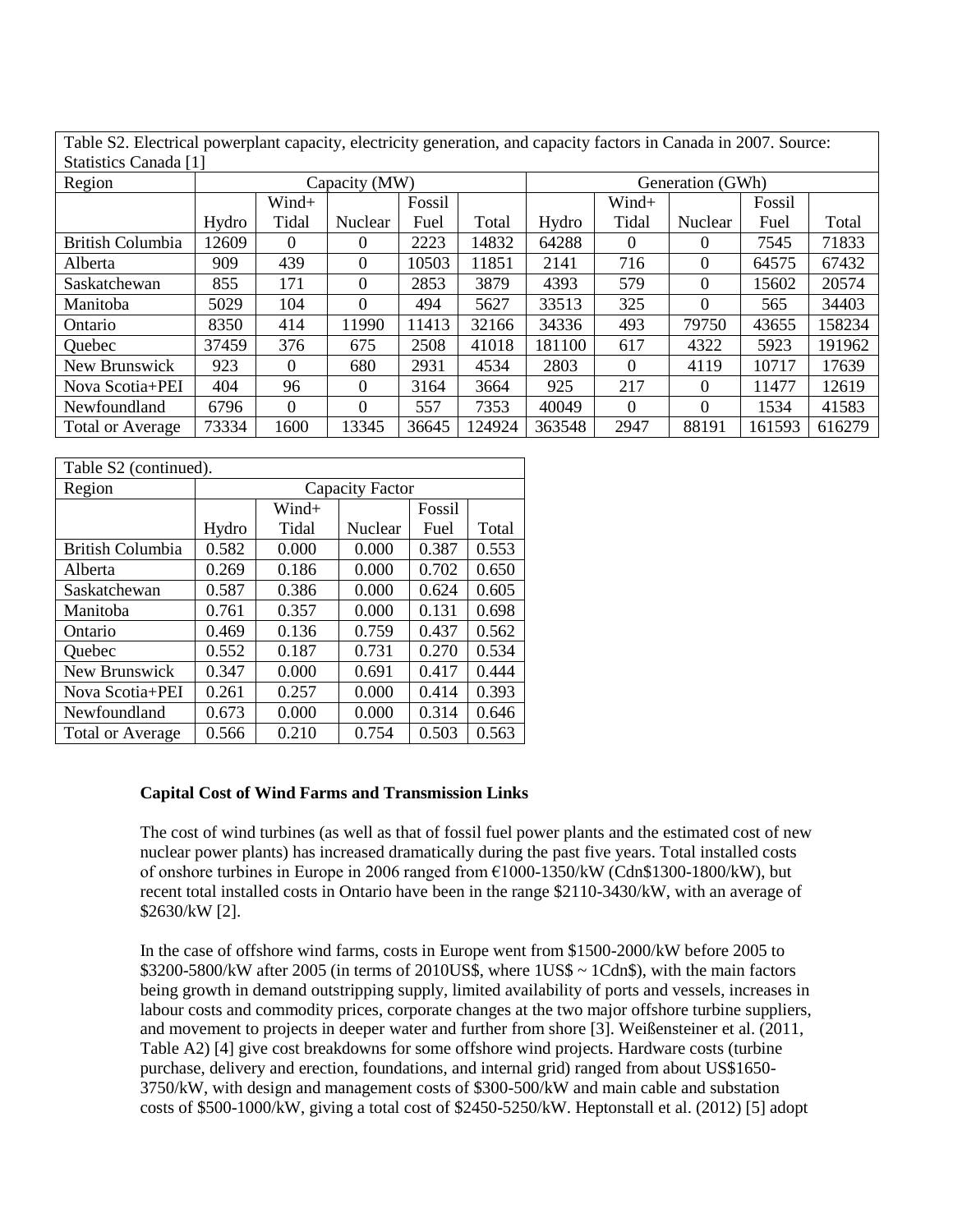Table S2. Electrical powerplant capacity, electricity generation, and capacity factors in Canada in 2007. Source: Statistics Canada [1]

| Region | Capacity (MW) | | | | | Generation (GWh) | | | | |
|---|---|---|---|---|---|---|---|---|---|---|
| | Hydro | Wind+ Tidal | Nuclear | Fossil Fuel | Total | Hydro | Wind+ Tidal | Nuclear | Fossil Fuel | Total |
| British Columbia | 12609 | 0 | 0 | 2223 | 14832 | 64288 | 0 | 0 | 7545 | 71833 |
| Alberta | 909 | 439 | 0 | 10503 | 11851 | 2141 | 716 | 0 | 64575 | 67432 |
| Saskatchewan | 855 | 171 | 0 | 2853 | 3879 | 4393 | 579 | 0 | 15602 | 20574 |
| Manitoba | 5029 | 104 | 0 | 494 | 5627 | 33513 | 325 | 0 | 565 | 34403 |
| Ontario | 8350 | 414 | 11990 | 11413 | 32166 | 34336 | 493 | 79750 | 43655 | 158234 |
| Quebec | 37459 | 376 | 675 | 2508 | 41018 | 181100 | 617 | 4322 | 5923 | 191962 |
| New Brunswick | 923 | 0 | 680 | 2931 | 4534 | 2803 | 0 | 4119 | 10717 | 17639 |
| Nova Scotia+PEI | 404 | 96 | 0 | 3164 | 3664 | 925 | 217 | 0 | 11477 | 12619 |
| Newfoundland | 6796 | 0 | 0 | 557 | 7353 | 40049 | 0 | 0 | 1534 | 41583 |
| Total or Average | 73334 | 1600 | 13345 | 36645 | 124924 | 363548 | 2947 | 88191 | 161593 | 616279 |

Table S2 (continued).

| Region | Capacity Factor | | | | |
|---|---|---|---|---|---|
| | Hydro | Wind+ Tidal | Nuclear | Fossil Fuel | Total |
| British Columbia | 0.582 | 0.000 | 0.000 | 0.387 | 0.553 |
| Alberta | 0.269 | 0.186 | 0.000 | 0.702 | 0.650 |
| Saskatchewan | 0.587 | 0.386 | 0.000 | 0.624 | 0.605 |
| Manitoba | 0.761 | 0.357 | 0.000 | 0.131 | 0.698 |
| Ontario | 0.469 | 0.136 | 0.759 | 0.437 | 0.562 |
| Quebec | 0.552 | 0.187 | 0.731 | 0.270 | 0.534 |
| New Brunswick | 0.347 | 0.000 | 0.691 | 0.417 | 0.444 |
| Nova Scotia+PEI | 0.261 | 0.257 | 0.000 | 0.414 | 0.393 |
| Newfoundland | 0.673 | 0.000 | 0.000 | 0.314 | 0.646 |
| Total or Average | 0.566 | 0.210 | 0.754 | 0.503 | 0.563 |

**Capital Cost of Wind Farms and Transmission Links**

The cost of wind turbines (as well as that of fossil fuel power plants and the estimated cost of new nuclear power plants) has increased dramatically during the past five years. Total installed costs of onshore turbines in Europe in 2006 ranged from €1000-1350/kW (Cdn$1300-1800/kW), but recent total installed costs in Ontario have been in the range $2110-3430/kW, with an average of $2630/kW [2].

In the case of offshore wind farms, costs in Europe went from $1500-2000/kW before 2005 to $3200-5800/kW after 2005 (in terms of 2010US$, where 1US$ ~ 1Cdn$), with the main factors being growth in demand outstripping supply, limited availability of ports and vessels, increases in labour costs and commodity prices, corporate changes at the two major offshore turbine suppliers, and movement to projects in deeper water and further from shore [3]. Weißensteiner et al. (2011, Table A2) [4] give cost breakdowns for some offshore wind projects. Hardware costs (turbine purchase, delivery and erection, foundations, and internal grid) ranged from about US$1650-3750/kW, with design and management costs of $300-500/kW and main cable and substation costs of $500-1000/kW, giving a total cost of $2450-5250/kW. Heptonstall et al. (2012) [5] adopt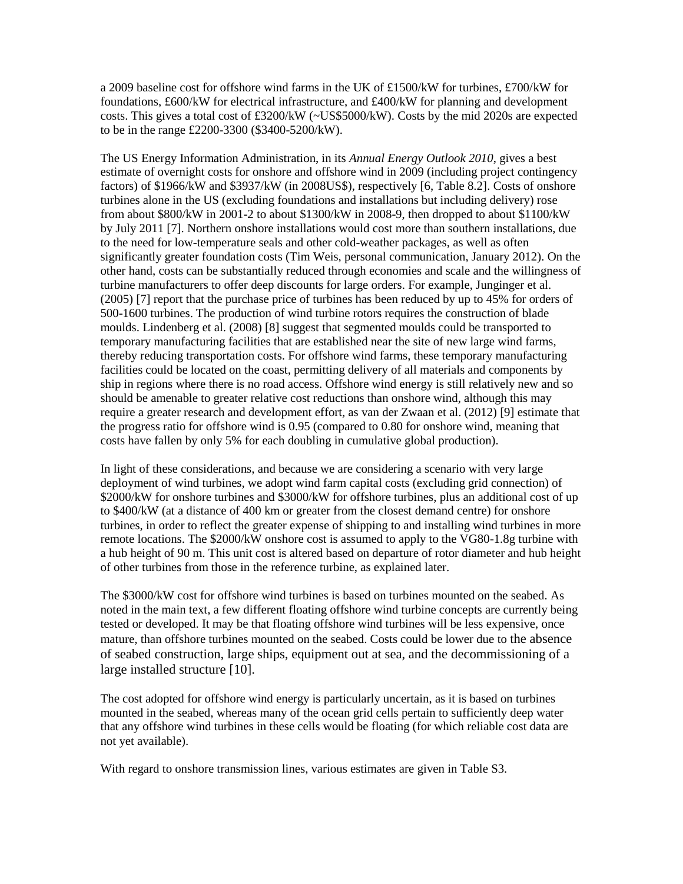a 2009 baseline cost for offshore wind farms in the UK of £1500/kW for turbines, £700/kW for foundations, £600/kW for electrical infrastructure, and £400/kW for planning and development costs. This gives a total cost of £3200/kW (~US$5000/kW). Costs by the mid 2020s are expected to be in the range £2200-3300 ($3400-5200/kW).

The US Energy Information Administration, in its *Annual Energy Outlook 2010*, gives a best estimate of overnight costs for onshore and offshore wind in 2009 (including project contingency factors) of $1966/kW and $3937/kW (in 2008US$), respectively [6, Table 8.2]. Costs of onshore turbines alone in the US (excluding foundations and installations but including delivery) rose from about $800/kW in 2001-2 to about $1300/kW in 2008-9, then dropped to about $1100/kW by July 2011 [7]. Northern onshore installations would cost more than southern installations, due to the need for low-temperature seals and other cold-weather packages, as well as often significantly greater foundation costs (Tim Weis, personal communication, January 2012). On the other hand, costs can be substantially reduced through economies and scale and the willingness of turbine manufacturers to offer deep discounts for large orders. For example, Junginger et al. (2005) [7] report that the purchase price of turbines has been reduced by up to 45% for orders of 500-1600 turbines. The production of wind turbine rotors requires the construction of blade moulds. Lindenberg et al. (2008) [8] suggest that segmented moulds could be transported to temporary manufacturing facilities that are established near the site of new large wind farms, thereby reducing transportation costs. For offshore wind farms, these temporary manufacturing facilities could be located on the coast, permitting delivery of all materials and components by ship in regions where there is no road access. Offshore wind energy is still relatively new and so should be amenable to greater relative cost reductions than onshore wind, although this may require a greater research and development effort, as van der Zwaan et al. (2012) [9] estimate that the progress ratio for offshore wind is 0.95 (compared to 0.80 for onshore wind, meaning that costs have fallen by only 5% for each doubling in cumulative global production).

In light of these considerations, and because we are considering a scenario with very large deployment of wind turbines, we adopt wind farm capital costs (excluding grid connection) of $2000/kW for onshore turbines and $3000/kW for offshore turbines, plus an additional cost of up to $400/kW (at a distance of 400 km or greater from the closest demand centre) for onshore turbines, in order to reflect the greater expense of shipping to and installing wind turbines in more remote locations. The $2000/kW onshore cost is assumed to apply to the VG80-1.8g turbine with a hub height of 90 m. This unit cost is altered based on departure of rotor diameter and hub height of other turbines from those in the reference turbine, as explained later.

The $3000/kW cost for offshore wind turbines is based on turbines mounted on the seabed. As noted in the main text, a few different floating offshore wind turbine concepts are currently being tested or developed. It may be that floating offshore wind turbines will be less expensive, once mature, than offshore turbines mounted on the seabed. Costs could be lower due to the absence of seabed construction, large ships, equipment out at sea, and the decommissioning of a large installed structure [10].

The cost adopted for offshore wind energy is particularly uncertain, as it is based on turbines mounted in the seabed, whereas many of the ocean grid cells pertain to sufficiently deep water that any offshore wind turbines in these cells would be floating (for which reliable cost data are not yet available).

With regard to onshore transmission lines, various estimates are given in Table S3.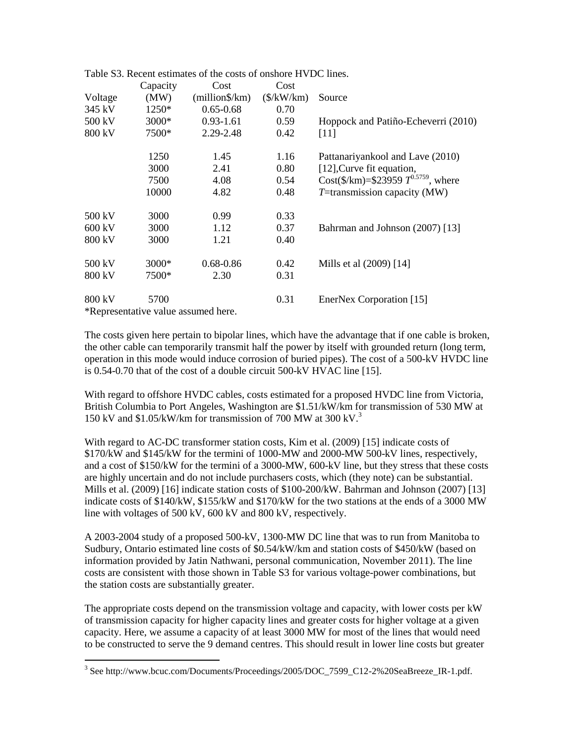Table S3. Recent estimates of the costs of onshore HVDC lines.

| Voltage | Capacity (MW) | Cost (million$/km) | Cost ($/kW/km) | Source |
|---|---|---|---|---|
| 345 kV | 1250* | 0.65-0.68 | 0.70 | |
| 500 kV | 3000* | 0.93-1.61 | 0.59 | Hoppock and Patiño-Echeverri (2010) |
| 800 kV | 7500* | 2.29-2.48 | 0.42 | [11] |
| | 1250 | 1.45 | 1.16 | Pattanariyankool and Lave (2010) |
| | 3000 | 2.41 | 0.80 | [12],Curve fit equation, |
| | 7500 | 4.08 | 0.54 | Cost($/km)=$23959 $T^{0.5759}$, where |
| | 10000 | 4.82 | 0.48 | $T$=transmission capacity (MW) |
| 500 kV | 3000 | 0.99 | 0.33 | |
| 600 kV | 3000 | 1.12 | 0.37 | Bahrman and Johnson (2007) [13] |
| 800 kV | 3000 | 1.21 | 0.40 | |
| 500 kV | 3000* | 0.68-0.86 | 0.42 | Mills et al (2009) [14] |
| 800 kV | 7500* | 2.30 | 0.31 | |
| 800 kV | 5700 | | 0.31 | EnerNex Corporation [15] |

*Representative value assumed here.

The costs given here pertain to bipolar lines, which have the advantage that if one cable is broken, the other cable can temporarily transmit half the power by itself with grounded return (long term, operation in this mode would induce corrosion of buried pipes). The cost of a 500-kV HVDC line is 0.54-0.70 that of the cost of a double circuit 500-kV HVAC line [15].

With regard to offshore HVDC cables, costs estimated for a proposed HVDC line from Victoria, British Columbia to Port Angeles, Washington are $1.51/kW/km for transmission of 530 MW at 150 kV and $1.05/kW/km for transmission of 700 MW at 300 kV.[3]

With regard to AC-DC transformer station costs, Kim et al. (2009) [15] indicate costs of $170/kW and $145/kW for the termini of 1000-MW and 2000-MW 500-kV lines, respectively, and a cost of $150/kW for the termini of a 3000-MW, 600-kV line, but they stress that these costs are highly uncertain and do not include purchasers costs, which (they note) can be substantial. Mills et al. (2009) [16] indicate station costs of $100-200/kW. Bahrman and Johnson (2007) [13] indicate costs of $140/kW, $155/kW and $170/kW for the two stations at the ends of a 3000 MW line with voltages of 500 kV, 600 kV and 800 kV, respectively.

A 2003-2004 study of a proposed 500-kV, 1300-MW DC line that was to run from Manitoba to Sudbury, Ontario estimated line costs of $0.54/kW/km and station costs of $450/kW (based on information provided by Jatin Nathwani, personal communication, November 2011). The line costs are consistent with those shown in Table S3 for various voltage-power combinations, but the station costs are substantially greater.

The appropriate costs depend on the transmission voltage and capacity, with lower costs per kW of transmission capacity for higher capacity lines and greater costs for higher voltage at a given capacity. Here, we assume a capacity of at least 3000 MW for most of the lines that would need to be constructed to serve the 9 demand centres. This should result in lower line costs but greater

[3] See http://www.bcuc.com/Documents/Proceedings/2005/DOC_7599_C12-2%20SeaBreeze_IR-1.pdf.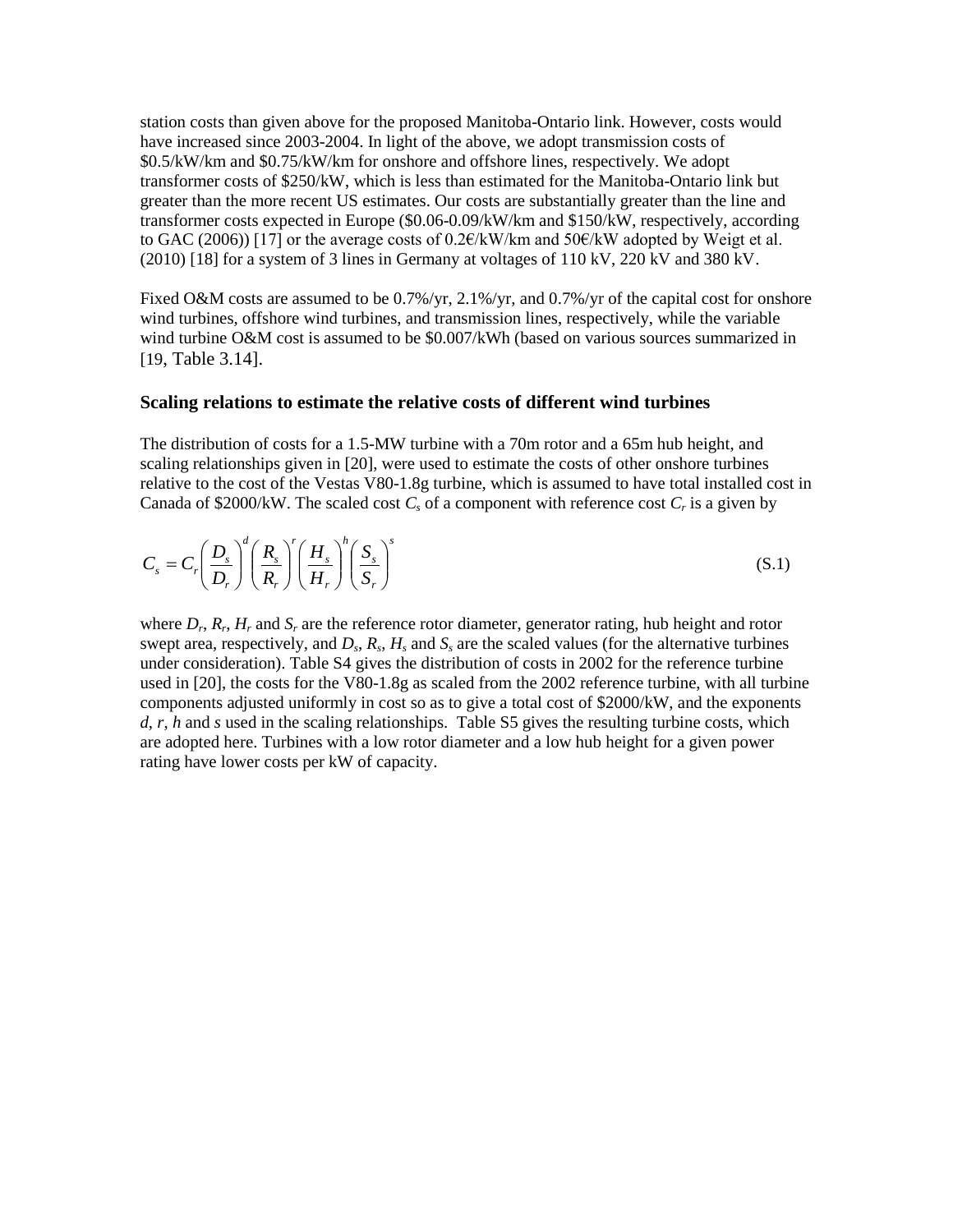station costs than given above for the proposed Manitoba-Ontario link. However, costs would have increased since 2003-2004. In light of the above, we adopt transmission costs of \$0.5/kW/km and \$0.75/kW/km for onshore and offshore lines, respectively. We adopt transformer costs of \$250/kW, which is less than estimated for the Manitoba-Ontario link but greater than the more recent US estimates. Our costs are substantially greater than the line and transformer costs expected in Europe (\$0.06-0.09/kW/km and \$150/kW, respectively, according to GAC (2006)) [17] or the average costs of 0.2€/kW/km and 50€/kW adopted by Weigt et al. (2010) [18] for a system of 3 lines in Germany at voltages of 110 kV, 220 kV and 380 kV.

Fixed O&M costs are assumed to be 0.7%/yr, 2.1%/yr, and 0.7%/yr of the capital cost for onshore wind turbines, offshore wind turbines, and transmission lines, respectively, while the variable wind turbine O&M cost is assumed to be \$0.007/kWh (based on various sources summarized in [19, Table 3.14].

### Scaling relations to estimate the relative costs of different wind turbines

The distribution of costs for a 1.5-MW turbine with a 70m rotor and a 65m hub height, and scaling relationships given in [20], were used to estimate the costs of other onshore turbines relative to the cost of the Vestas V80-1.8g turbine, which is assumed to have total installed cost in Canada of \$2000/kW. The scaled cost $C_s$ of a component with reference cost $C_r$ is a given by

$$C_s = C_r \left( \frac{D_s}{D_r} \right)^d \left( \frac{R_s}{R_r} \right)^r \left( \frac{H_s}{H_r} \right)^h \left( \frac{S_s}{S_r} \right)^s \tag{S.1}$$

where $D_r$, $R_r$, $H_r$ and $S_r$ are the reference rotor diameter, generator rating, hub height and rotor swept area, respectively, and $D_s$, $R_s$, $H_s$ and $S_s$ are the scaled values (for the alternative turbines under consideration). Table S4 gives the distribution of costs in 2002 for the reference turbine used in [20], the costs for the V80-1.8g as scaled from the 2002 reference turbine, with all turbine components adjusted uniformly in cost so as to give a total cost of \$2000/kW, and the exponents $d$, $r$, $h$ and $s$ used in the scaling relationships. Table S5 gives the resulting turbine costs, which are adopted here. Turbines with a low rotor diameter and a low hub height for a given power rating have lower costs per kW of capacity.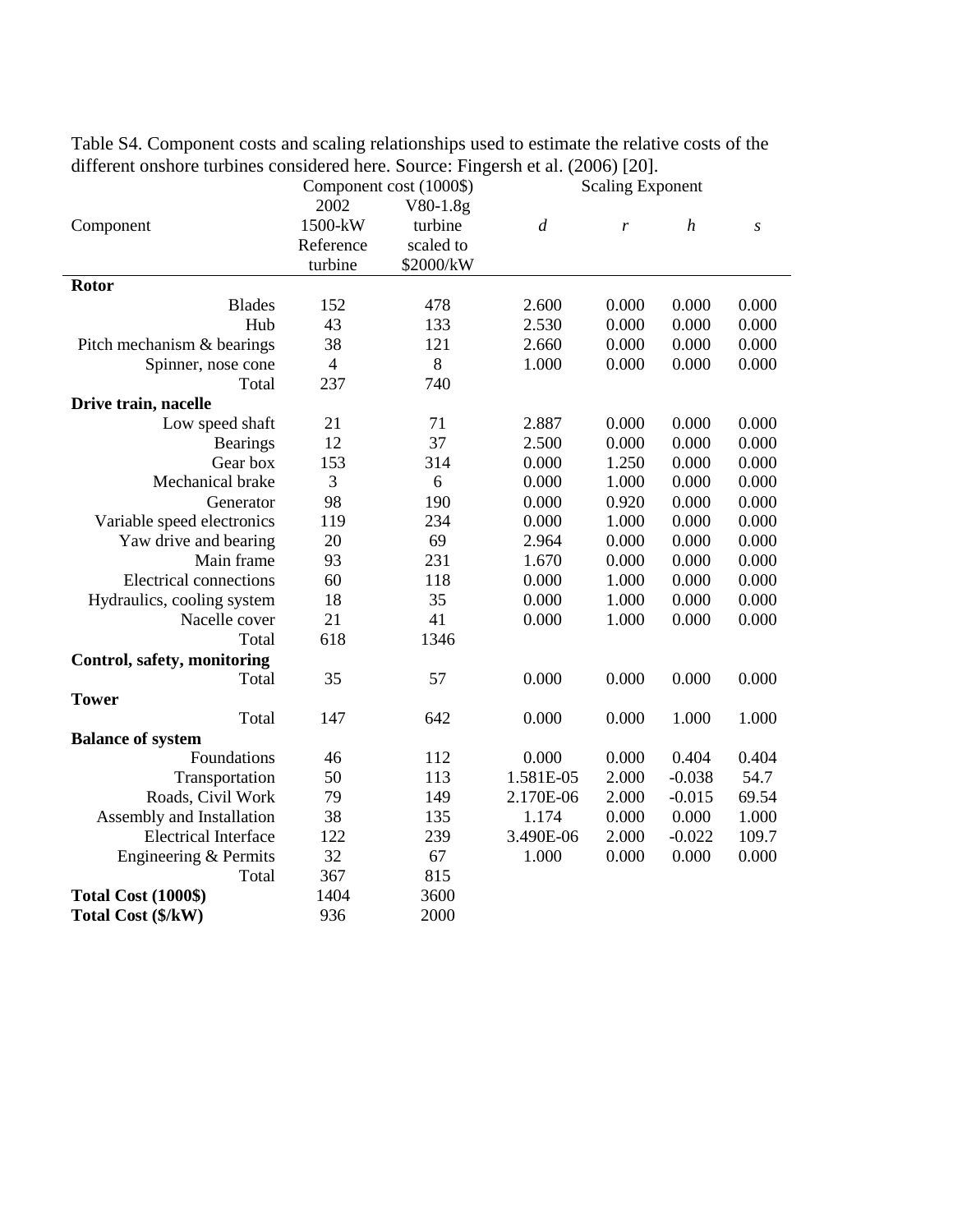Table S4. Component costs and scaling relationships used to estimate the relative costs of the different onshore turbines considered here. Source: Fingersh et al. (2006) [20].

| Component | Component cost (1000$) | | Scaling Exponent | | | |
|---|---|---|---|---|---|---|
| | 2002 1500-kW Reference turbine | V80-1.8g turbine scaled to $2000/kW | *d* | *r* | *h* | *s* |
| **Rotor** | | | | | | |
| Blades | 152 | 478 | 2.600 | 0.000 | 0.000 | 0.000 |
| Hub | 43 | 133 | 2.530 | 0.000 | 0.000 | 0.000 |
| Pitch mechanism & bearings | 38 | 121 | 2.660 | 0.000 | 0.000 | 0.000 |
| Spinner, nose cone | 4 | 8 | 1.000 | 0.000 | 0.000 | 0.000 |
| Total | 237 | 740 | | | | |
| **Drive train, nacelle** | | | | | | |
| Low speed shaft | 21 | 71 | 2.887 | 0.000 | 0.000 | 0.000 |
| Bearings | 12 | 37 | 2.500 | 0.000 | 0.000 | 0.000 |
| Gear box | 153 | 314 | 0.000 | 1.250 | 0.000 | 0.000 |
| Mechanical brake | 3 | 6 | 0.000 | 1.000 | 0.000 | 0.000 |
| Generator | 98 | 190 | 0.000 | 0.920 | 0.000 | 0.000 |
| Variable speed electronics | 119 | 234 | 0.000 | 1.000 | 0.000 | 0.000 |
| Yaw drive and bearing | 20 | 69 | 2.964 | 0.000 | 0.000 | 0.000 |
| Main frame | 93 | 231 | 1.670 | 0.000 | 0.000 | 0.000 |
| Electrical connections | 60 | 118 | 0.000 | 1.000 | 0.000 | 0.000 |
| Hydraulics, cooling system | 18 | 35 | 0.000 | 1.000 | 0.000 | 0.000 |
| Nacelle cover | 21 | 41 | 0.000 | 1.000 | 0.000 | 0.000 |
| Total | 618 | 1346 | | | | |
| **Control, safety, monitoring** | | | | | | |
| Total | 35 | 57 | 0.000 | 0.000 | 0.000 | 0.000 |
| **Tower** | | | | | | |
| Total | 147 | 642 | 0.000 | 0.000 | 1.000 | 1.000 |
| **Balance of system** | | | | | | |
| Foundations | 46 | 112 | 0.000 | 0.000 | 0.404 | 0.404 |
| Transportation | 50 | 113 | 1.581E-05 | 2.000 | -0.038 | 54.7 |
| Roads, Civil Work | 79 | 149 | 2.170E-06 | 2.000 | -0.015 | 69.54 |
| Assembly and Installation | 38 | 135 | 1.174 | 0.000 | 0.000 | 1.000 |
| Electrical Interface | 122 | 239 | 3.490E-06 | 2.000 | -0.022 | 109.7 |
| Engineering & Permits | 32 | 67 | 1.000 | 0.000 | 0.000 | 0.000 |
| Total | 367 | 815 | | | | |
| **Total Cost (1000$)** | 1404 | 3600 | | | | |
| **Total Cost ($/kW)** | 936 | 2000 | | | | |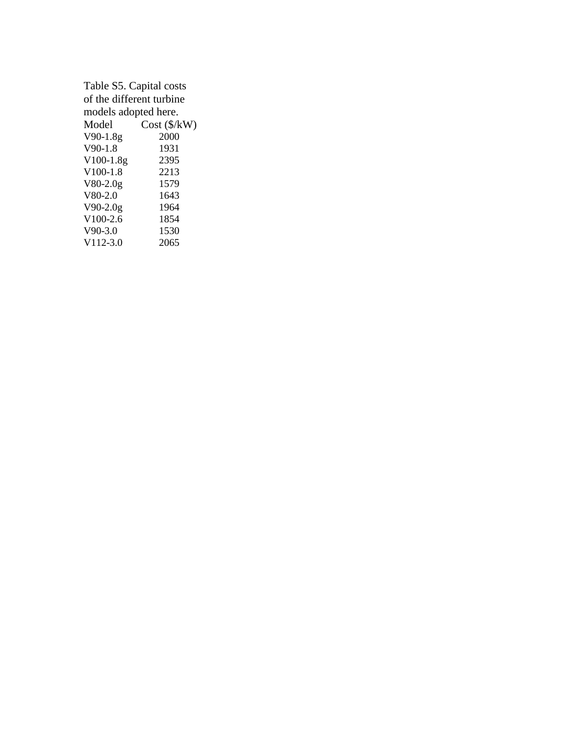Table S5. Capital costs of the different turbine models adopted here.

| Model | Cost ($/kW) |
|---|---|
| V90-1.8g | 2000 |
| V90-1.8 | 1931 |
| V100-1.8g | 2395 |
| V100-1.8 | 2213 |
| V80-2.0g | 1579 |
| V80-2.0 | 1643 |
| V90-2.0g | 1964 |
| V100-2.6 | 1854 |
| V90-3.0 | 1530 |
| V112-3.0 | 2065 |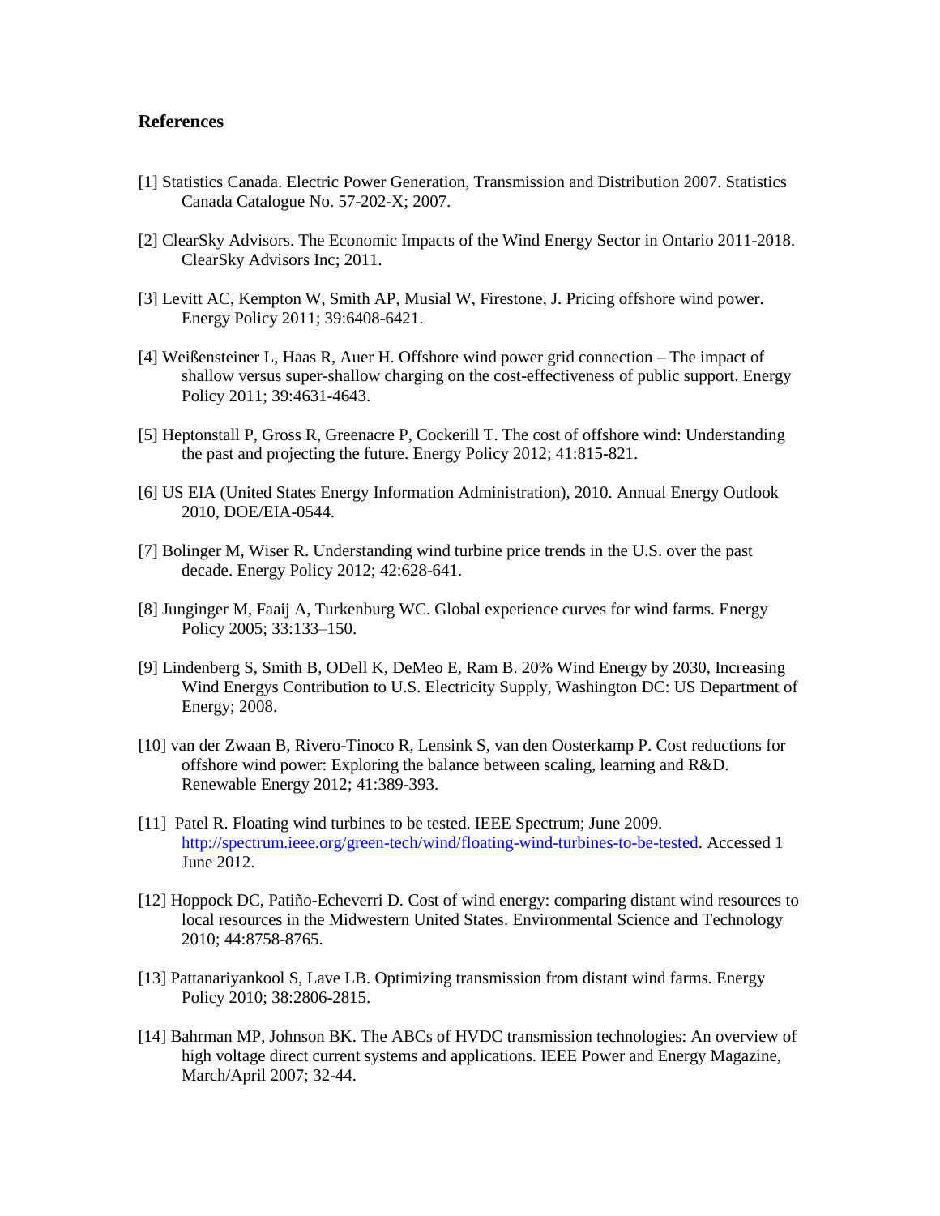## References

[1] Statistics Canada. Electric Power Generation, Transmission and Distribution 2007. Statistics Canada Catalogue No. 57-202-X; 2007.

[2] ClearSky Advisors. The Economic Impacts of the Wind Energy Sector in Ontario 2011-2018. ClearSky Advisors Inc; 2011.

[3] Levitt AC, Kempton W, Smith AP, Musial W, Firestone, J. Pricing offshore wind power. Energy Policy 2011; 39:6408-6421.

[4] Weißensteiner L, Haas R, Auer H. Offshore wind power grid connection – The impact of shallow versus super-shallow charging on the cost-effectiveness of public support. Energy Policy 2011; 39:4631-4643.

[5] Heptonstall P, Gross R, Greenacre P, Cockerill T. The cost of offshore wind: Understanding the past and projecting the future. Energy Policy 2012; 41:815-821.

[6] US EIA (United States Energy Information Administration), 2010. Annual Energy Outlook 2010, DOE/EIA-0544.

[7] Bolinger M, Wiser R. Understanding wind turbine price trends in the U.S. over the past decade. Energy Policy 2012; 42:628-641.

[8] Junginger M, Faaij A, Turkenburg WC. Global experience curves for wind farms. Energy Policy 2005; 33:133–150.

[9] Lindenberg S, Smith B, ODell K, DeMeo E, Ram B. 20% Wind Energy by 2030, Increasing Wind Energys Contribution to U.S. Electricity Supply, Washington DC: US Department of Energy; 2008.

[10] van der Zwaan B, Rivero-Tinoco R, Lensink S, van den Oosterkamp P. Cost reductions for offshore wind power: Exploring the balance between scaling, learning and R&D. Renewable Energy 2012; 41:389-393.

[11] Patel R. Floating wind turbines to be tested. IEEE Spectrum; June 2009. http://spectrum.ieee.org/green-tech/wind/floating-wind-turbines-to-be-tested. Accessed 1 June 2012.

[12] Hoppock DC, Patiño-Echeverri D. Cost of wind energy: comparing distant wind resources to local resources in the Midwestern United States. Environmental Science and Technology 2010; 44:8758-8765.

[13] Pattanariyankool S, Lave LB. Optimizing transmission from distant wind farms. Energy Policy 2010; 38:2806-2815.

[14] Bahrman MP, Johnson BK. The ABCs of HVDC transmission technologies: An overview of high voltage direct current systems and applications. IEEE Power and Energy Magazine, March/April 2007; 32-44.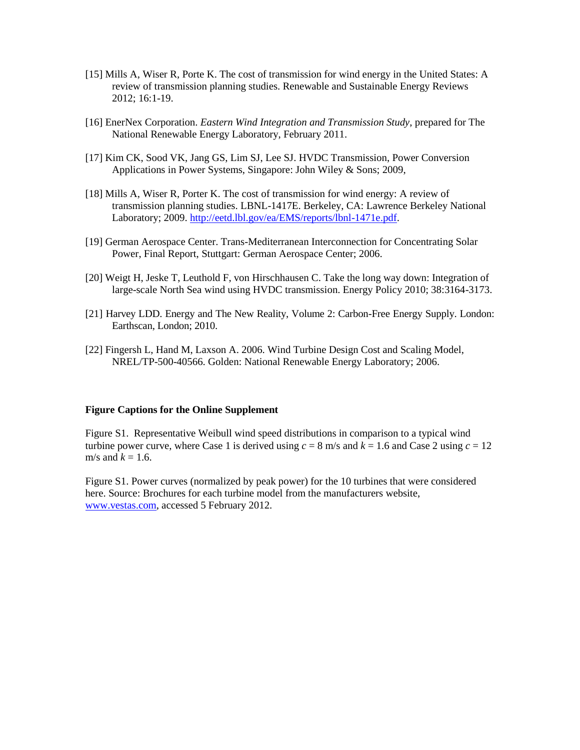[15] Mills A, Wiser R, Porte K. The cost of transmission for wind energy in the United States: A review of transmission planning studies. Renewable and Sustainable Energy Reviews 2012; 16:1-19.

[16] EnerNex Corporation. *Eastern Wind Integration and Transmission Study*, prepared for The National Renewable Energy Laboratory, February 2011.

[17] Kim CK, Sood VK, Jang GS, Lim SJ, Lee SJ. HVDC Transmission, Power Conversion Applications in Power Systems, Singapore: John Wiley & Sons; 2009,

[18] Mills A, Wiser R, Porter K. The cost of transmission for wind energy: A review of transmission planning studies. LBNL-1417E. Berkeley, CA: Lawrence Berkeley National Laboratory; 2009. http://eetd.lbl.gov/ea/EMS/reports/lbnl-1471e.pdf.

[19] German Aerospace Center. Trans-Mediterranean Interconnection for Concentrating Solar Power, Final Report, Stuttgart: German Aerospace Center; 2006.

[20] Weigt H, Jeske T, Leuthold F, von Hirschhausen C. Take the long way down: Integration of large-scale North Sea wind using HVDC transmission. Energy Policy 2010; 38:3164-3173.

[21] Harvey LDD. Energy and The New Reality, Volume 2: Carbon-Free Energy Supply. London: Earthscan, London; 2010.

[22] Fingersh L, Hand M, Laxson A. 2006. Wind Turbine Design Cost and Scaling Model, NREL/TP-500-40566. Golden: National Renewable Energy Laboratory; 2006.

**Figure Captions for the Online Supplement**

Figure S1. Representative Weibull wind speed distributions in comparison to a typical wind turbine power curve, where Case 1 is derived using $c = 8$ m/s and $k = 1.6$ and Case 2 using $c = 12$ m/s and $k = 1.6$.

Figure S1. Power curves (normalized by peak power) for the 10 turbines that were considered here. Source: Brochures for each turbine model from the manufacturers website, www.vestas.com, accessed 5 February 2012.